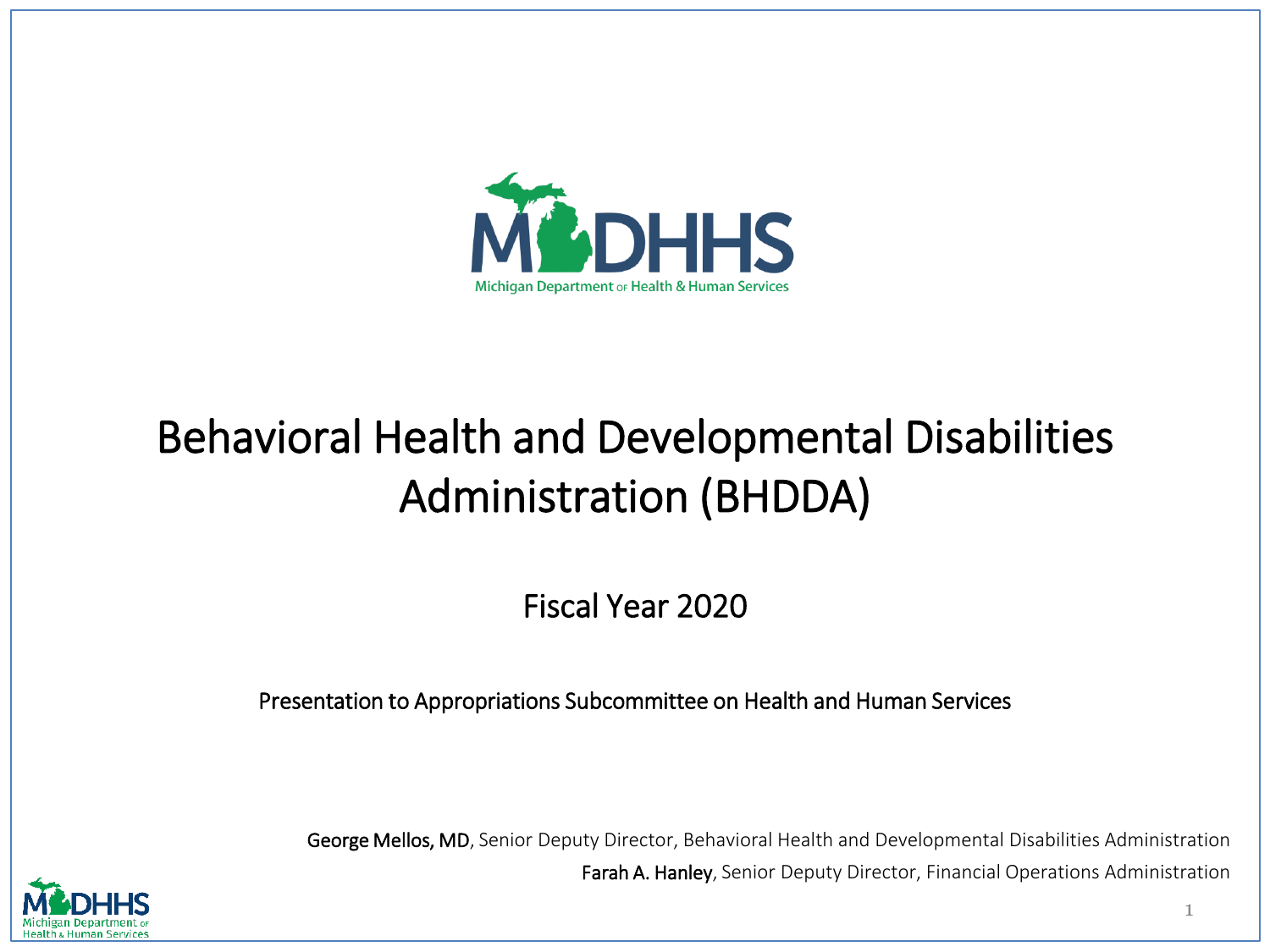Michigan Department of Health & Human Services

# Behavioral Health and Developmental Disabilities Administration (BHDDA)

## Fiscal Year 2020

Presentation to Appropriations Subcommittee on Health and Human Services

**George Mellos, MD**, Senior Deputy Director, Behavioral Health and Developmental Disabilities Administration

**Farah A. Hanley**, Senior Deputy Director, Financial Operations Administration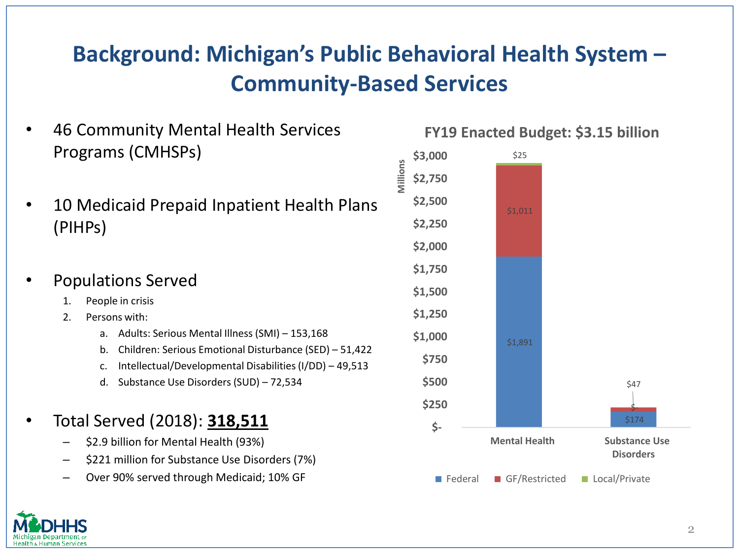# Background: Michigan's Public Behavioral Health System – Community-Based Services

- 46 Community Mental Health Services Programs (CMHSPs)

- 10 Medicaid Prepaid Inpatient Health Plans (PIHPs)

- Populations Served
  1. People in crisis
  2. Persons with:
     a. Adults: Serious Mental Illness (SMI) – 153,168
     b. Children: Serious Emotional Disturbance (SED) – 51,422
     c. Intellectual/Developmental Disabilities (I/DD) – 49,513
     d. Substance Use Disorders (SUD) – 72,534

- Total Served (2018): **318,511**
  - $2.9 billion for Mental Health (93%)
  - $221 million for Substance Use Disorders (7%)
  - Over 90% served through Medicaid; 10% GF

**FY19 Enacted Budget: $3.15 billion**

(Millions)

| | Federal | GF/Restricted | Local/Private |
|---|---|---|---|
| Mental Health | $1,891 | $1,011 | $25 |
| Substance Use Disorders | $174 | $47 | $- |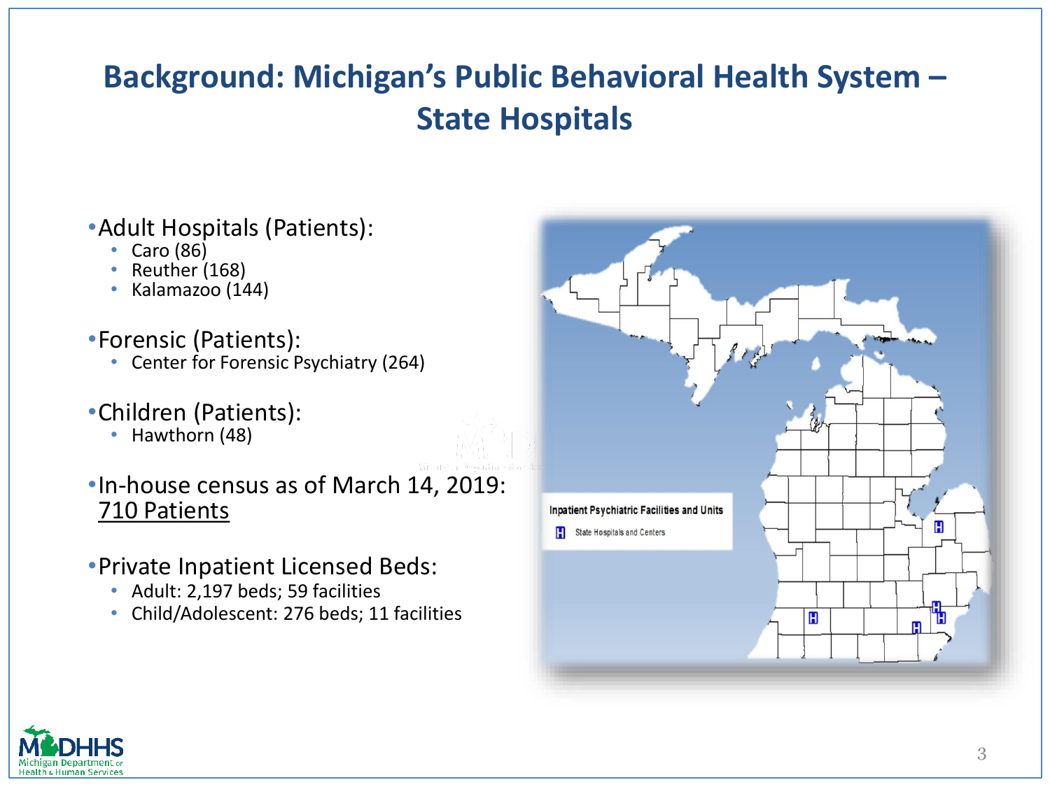# Background: Michigan's Public Behavioral Health System – State Hospitals

- Adult Hospitals (Patients):
  - Caro (86)
  - Reuther (168)
  - Kalamazoo (144)

- Forensic (Patients):
  - Center for Forensic Psychiatry (264)

- Children (Patients):
  - Hawthorn (48)

- In-house census as of March 14, 2019: 710 Patients

- Private Inpatient Licensed Beds:
  - Adult: 2,197 beds; 59 facilities
  - Child/Adolescent: 276 beds; 11 facilities

Inpatient Psychiatric Facilities and Units

H State Hospitals and Centers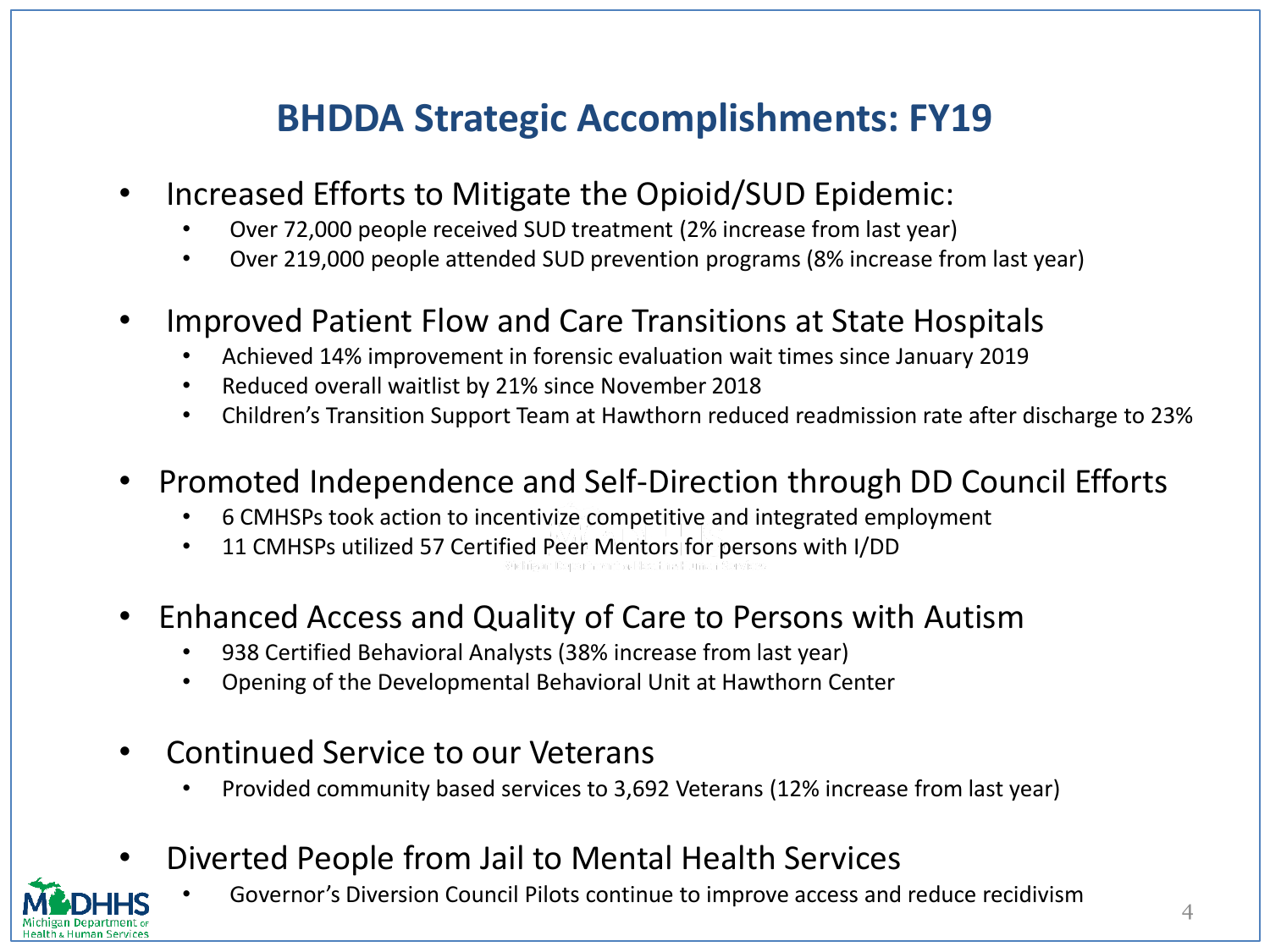# BHDDA Strategic Accomplishments: FY19

- Increased Efforts to Mitigate the Opioid/SUD Epidemic:
  - Over 72,000 people received SUD treatment (2% increase from last year)
  - Over 219,000 people attended SUD prevention programs (8% increase from last year)

- Improved Patient Flow and Care Transitions at State Hospitals
  - Achieved 14% improvement in forensic evaluation wait times since January 2019
  - Reduced overall waitlist by 21% since November 2018
  - Children's Transition Support Team at Hawthorn reduced readmission rate after discharge to 23%

- Promoted Independence and Self-Direction through DD Council Efforts
  - 6 CMHSPs took action to incentivize competitive and integrated employment
  - 11 CMHSPs utilized 57 Certified Peer Mentors for persons with I/DD

- Enhanced Access and Quality of Care to Persons with Autism
  - 938 Certified Behavioral Analysts (38% increase from last year)
  - Opening of the Developmental Behavioral Unit at Hawthorn Center

- Continued Service to our Veterans
  - Provided community based services to 3,692 Veterans (12% increase from last year)

- Diverted People from Jail to Mental Health Services
  - Governor's Diversion Council Pilots continue to improve access and reduce recidivism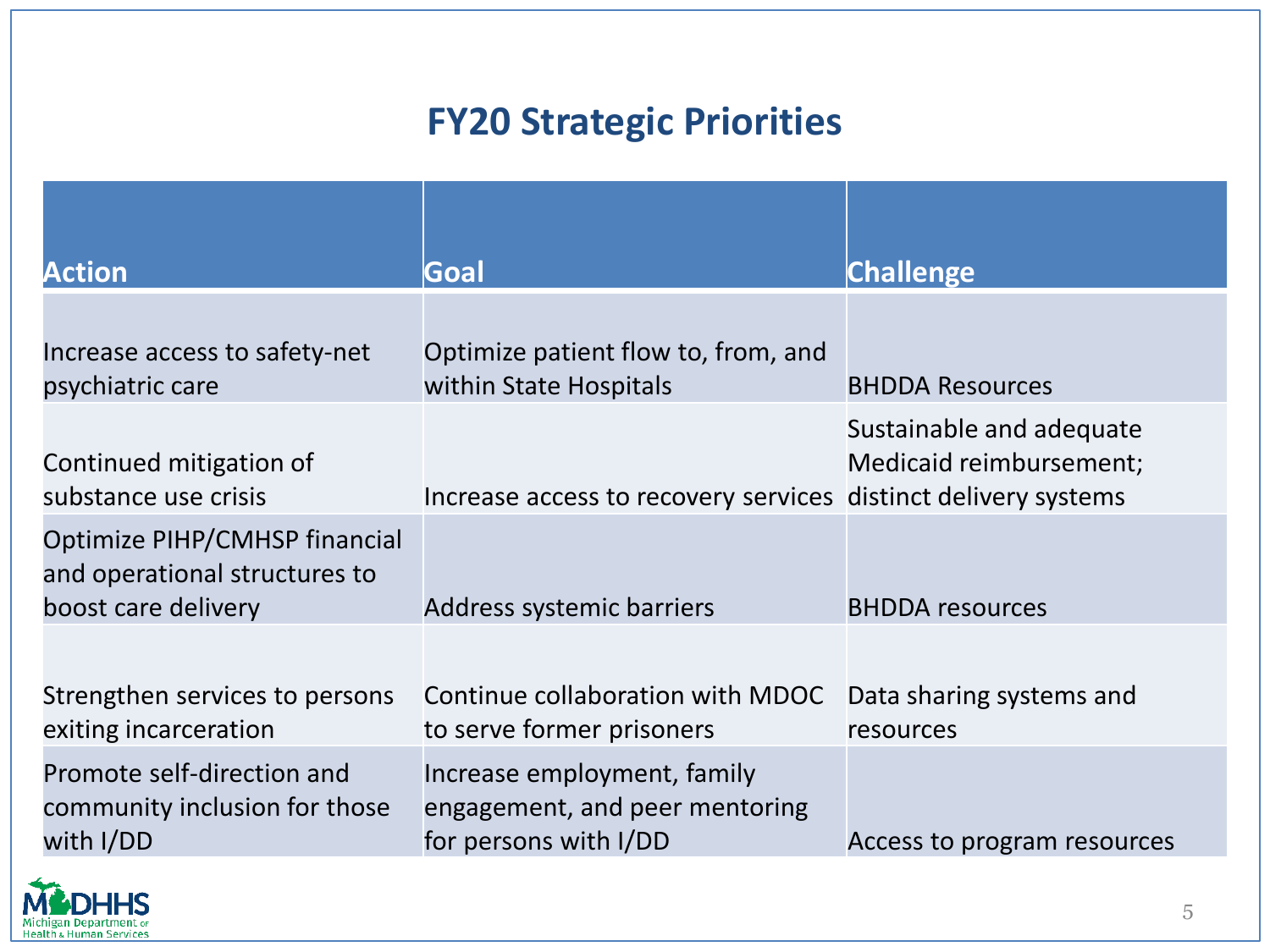# FY20 Strategic Priorities

| Action | Goal | Challenge |
|---|---|---|
| Increase access to safety-net psychiatric care | Optimize patient flow to, from, and within State Hospitals | BHDDA Resources |
| Continued mitigation of substance use crisis | Increase access to recovery services | Sustainable and adequate Medicaid reimbursement; distinct delivery systems |
| Optimize PIHP/CMHSP financial and operational structures to boost care delivery | Address systemic barriers | BHDDA resources |
| Strengthen services to persons exiting incarceration | Continue collaboration with MDOC to serve former prisoners | Data sharing systems and resources |
| Promote self-direction and community inclusion for those with I/DD | Increase employment, family engagement, and peer mentoring for persons with I/DD | Access to program resources |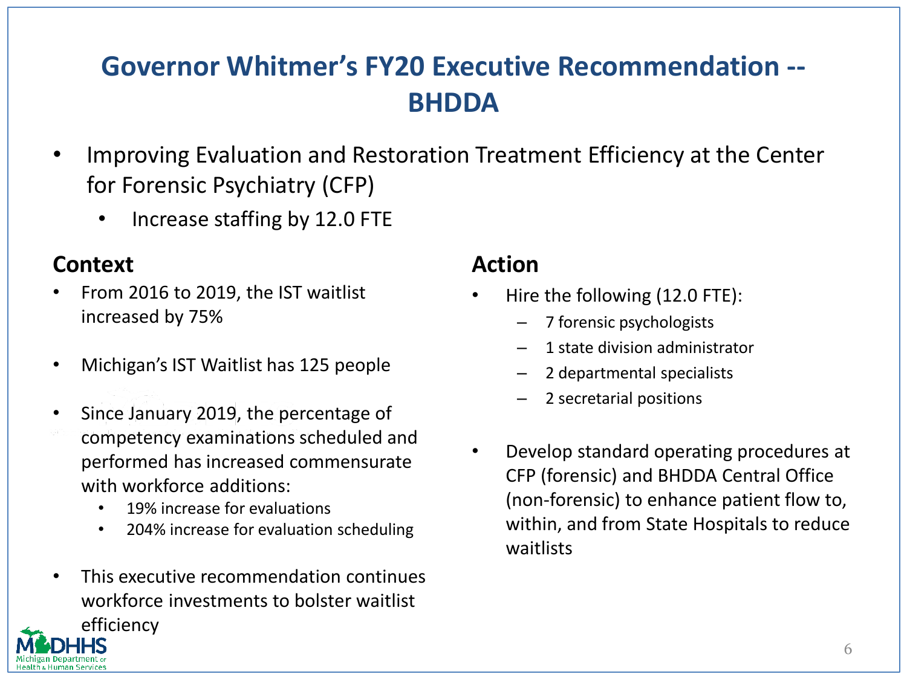# Governor Whitmer's FY20 Executive Recommendation -- BHDDA

- Improving Evaluation and Restoration Treatment Efficiency at the Center for Forensic Psychiatry (CFP)
  - Increase staffing by 12.0 FTE

## Context

- From 2016 to 2019, the IST waitlist increased by 75%
- Michigan's IST Waitlist has 125 people
- Since January 2019, the percentage of competency examinations scheduled and performed has increased commensurate with workforce additions:
  - 19% increase for evaluations
  - 204% increase for evaluation scheduling
- This executive recommendation continues workforce investments to bolster waitlist efficiency

## Action

- Hire the following (12.0 FTE):
  - 7 forensic psychologists
  - 1 state division administrator
  - 2 departmental specialists
  - 2 secretarial positions
- Develop standard operating procedures at CFP (forensic) and BHDDA Central Office (non-forensic) to enhance patient flow to, within, and from State Hospitals to reduce waitlists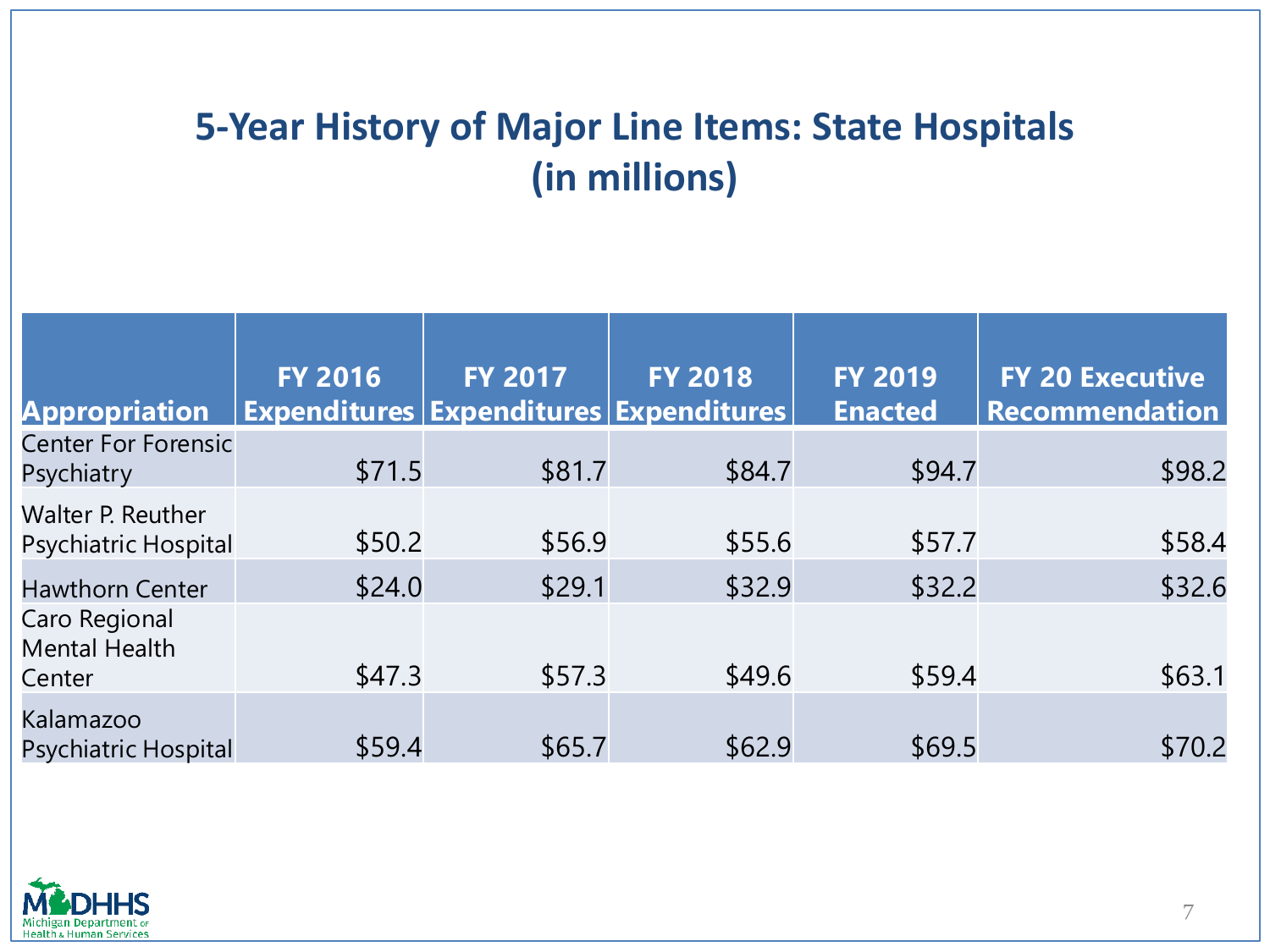# 5-Year History of Major Line Items: State Hospitals (in millions)

| Appropriation | FY 2016 Expenditures | FY 2017 Expenditures | FY 2018 Expenditures | FY 2019 Enacted | FY 20 Executive Recommendation |
|---|---|---|---|---|---|
| Center For Forensic Psychiatry | $71.5 | $81.7 | $84.7 | $94.7 | $98.2 |
| Walter P. Reuther Psychiatric Hospital | $50.2 | $56.9 | $55.6 | $57.7 | $58.4 |
| Hawthorn Center | $24.0 | $29.1 | $32.9 | $32.2 | $32.6 |
| Caro Regional Mental Health Center | $47.3 | $57.3 | $49.6 | $59.4 | $63.1 |
| Kalamazoo Psychiatric Hospital | $59.4 | $65.7 | $62.9 | $69.5 | $70.2 |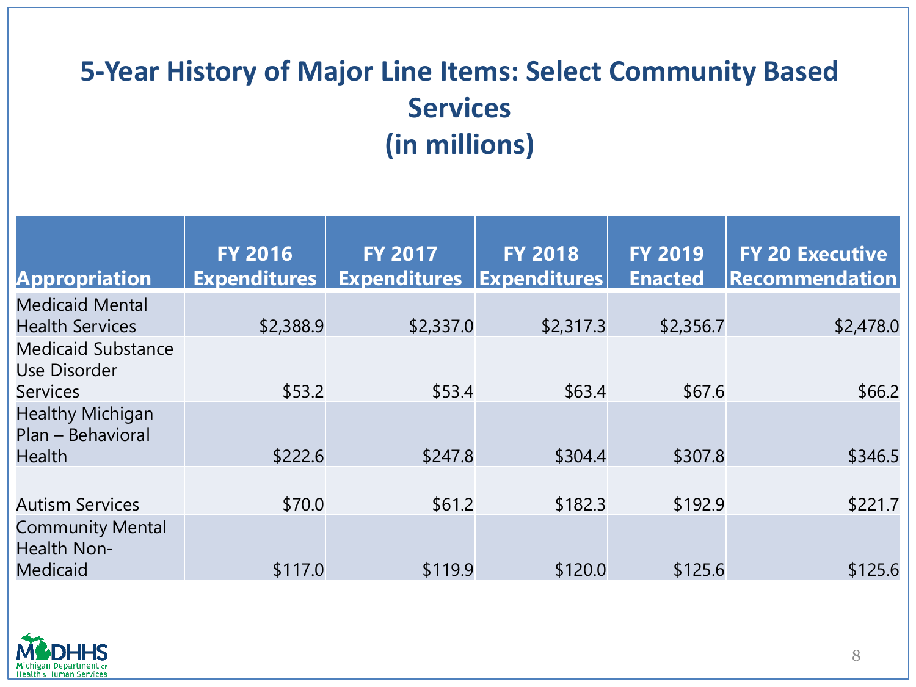# 5-Year History of Major Line Items: Select Community Based Services (in millions)

| Appropriation | FY 2016 Expenditures | FY 2017 Expenditures | FY 2018 Expenditures | FY 2019 Enacted | FY 20 Executive Recommendation |
|---|---|---|---|---|---|
| Medicaid Mental Health Services | $2,388.9 | $2,337.0 | $2,317.3 | $2,356.7 | $2,478.0 |
| Medicaid Substance Use Disorder Services | $53.2 | $53.4 | $63.4 | $67.6 | $66.2 |
| Healthy Michigan Plan – Behavioral Health | $222.6 | $247.8 | $304.4 | $307.8 | $346.5 |
| Autism Services | $70.0 | $61.2 | $182.3 | $192.9 | $221.7 |
| Community Mental Health Non-Medicaid | $117.0 | $119.9 | $120.0 | $125.6 | $125.6 |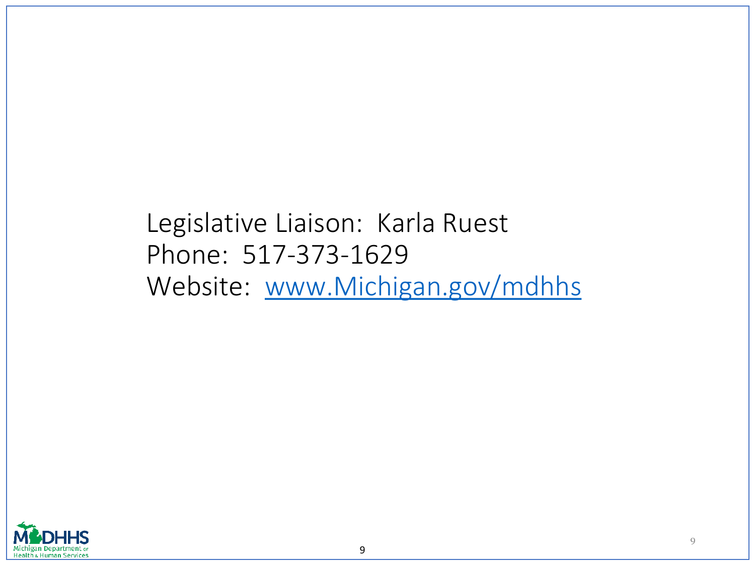Legislative Liaison:  Karla Ruest
Phone:  517-373-1629
Website:  [www.Michigan.gov/mdhhs](http://www.Michigan.gov/mdhhs)